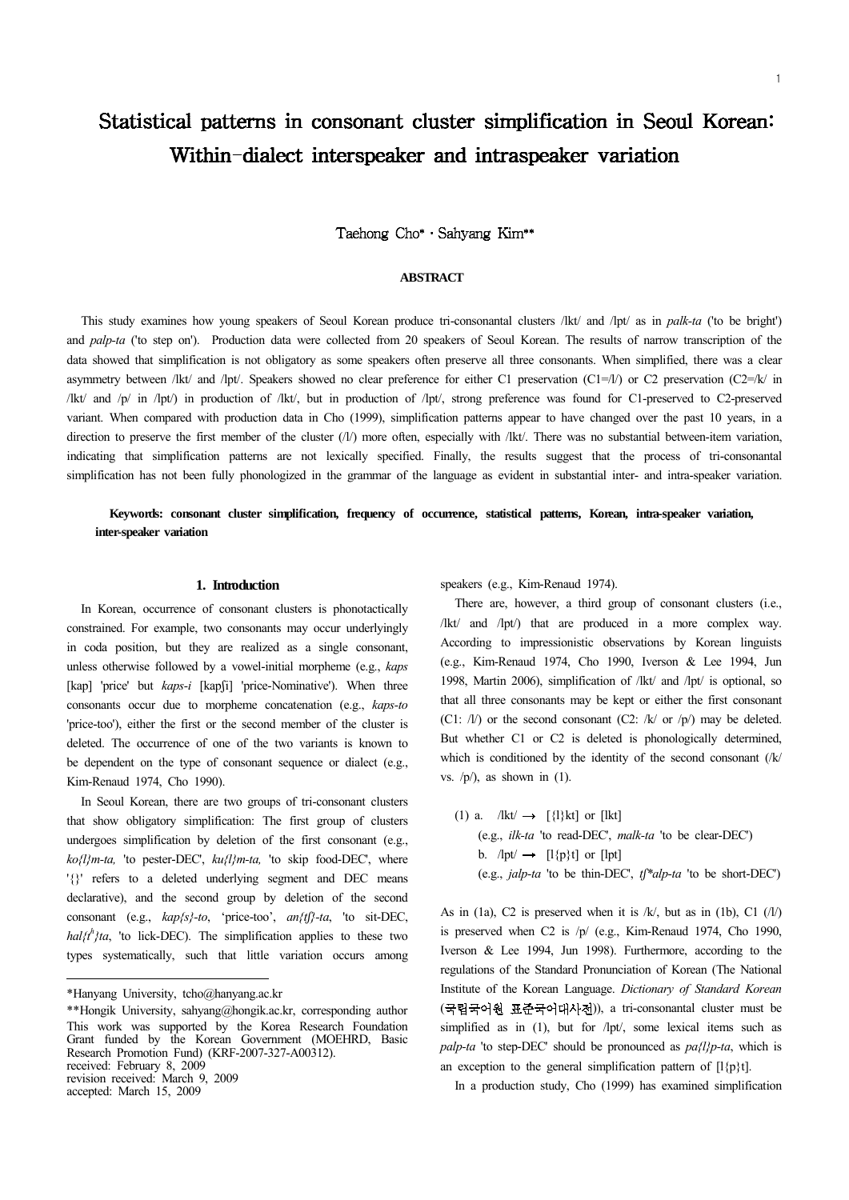# Statistical patterns in consonant cluster simplification in Seoul Korean: Within-dialect interspeaker and intraspeaker variation

Taehong Cho* · Sahyang Kim**

## ABSTRACT

This study examines how young speakers of Seoul Korean produce tri-consonantal clusters /lkt/ and /lpt/ as in *palk-ta* ('to be bright') and *palp-ta* ('to step on'). Production data were collected from 20 speakers of Seoul Korean. The results of narrow transcription of the data showed that simplification is not obligatory as some speakers often preserve all three consonants. When simplified, there was a clear asymmetry between /lkt/ and /lpt/. Speakers showed no clear preference for either C1 preservation (C1=/l/) or C2 preservation (C2=/k/ in /lkt/ and /p/ in /lpt/) in production of /lkt/, but in production of /lpt/, strong preference was found for C1-preserved to C2-preserved variant. When compared with production data in Cho (1999), simplification patterns appear to have changed over the past 10 years, in a direction to preserve the first member of the cluster (/l/) more often, especially with /lkt/. There was no substantial between-item variation, indicating that simplification patterns are not lexically specified. Finally, the results suggest that the process of tri-consonantal simplification has not been fully phonologized in the grammar of the language as evident in substantial inter- and intra-speaker variation.

**Keywords: consonant cluster simplification, frequency of occurrence, statistical patterns, Korean, intra-speaker variation, inter-speaker variation**

## 1. Introduction

In Korean, occurrence of consonant clusters is phonotactically constrained. For example, two consonants may occur underlyingly in coda position, but they are realized as a single consonant, unless otherwise followed by a vowel-initial morpheme (e.g., *kaps* [kap] 'price' but *kaps-i* [kapʃi] 'price-Nominative'). When three consonants occur due to morpheme concatenation (e.g., *kaps-to* 'price-too'), either the first or the second member of the cluster is deleted. The occurrence of one of the two variants is known to be dependent on the type of consonant sequence or dialect (e.g., Kim-Renaud 1974, Cho 1990).

In Seoul Korean, there are two groups of tri-consonant clusters that show obligatory simplification: The first group of clusters undergoes simplification by deletion of the first consonant (e.g., *ko{l}m-ta,* 'to pester-DEC', *ku{l}m-ta,* 'to skip food-DEC', where '{}' refers to a deleted underlying segment and DEC means declarative), and the second group by deletion of the second consonant (e.g., *kap{s}-to*, 'price-too', *an{tʃ}-ta*, 'to sit-DEC, *hal{t$^h$}ta*, 'to lick-DEC). The simplification applies to these two types systematically, such that little variation occurs among speakers (e.g., Kim-Renaud 1974).

There are, however, a third group of consonant clusters (i.e., /lkt/ and /lpt/) that are produced in a more complex way. According to impressionistic observations by Korean linguists (e.g., Kim-Renaud 1974, Cho 1990, Iverson & Lee 1994, Jun 1998, Martin 2006), simplification of /lkt/ and /lpt/ is optional, so that all three consonants may be kept or either the first consonant (C1: /l/) or the second consonant (C2: /k/ or /p/) may be deleted. But whether C1 or C2 is deleted is phonologically determined, which is conditioned by the identity of the second consonant (/k/ vs. /p/), as shown in (1).

(1) a. /lkt/ → [{l}kt] or [lkt]
(e.g., *ilk-ta* 'to read-DEC', *malk-ta* 'to be clear-DEC')
b. /lpt/ → [l{p}t] or [lpt]
(e.g., *jalp-ta* 'to be thin-DEC', *tʃ\*alp-ta* 'to be short-DEC')

As in (1a), C2 is preserved when it is /k/, but as in (1b), C1 (/l/) is preserved when C2 is /p/ (e.g., Kim-Renaud 1974, Cho 1990, Iverson & Lee 1994, Jun 1998). Furthermore, according to the regulations of the Standard Pronunciation of Korean (The National Institute of the Korean Language. *Dictionary of Standard Korean* (국립국어원 표준국어대사전)), a tri-consonantal cluster must be simplified as in (1), but for /lpt/, some lexical items such as *palp-ta* 'to step-DEC' should be pronounced as *pa{l}p-ta*, which is an exception to the general simplification pattern of [l{p}t].

In a production study, Cho (1999) has examined simplification

---

*Hanyang University, tcho@hanyang.ac.kr

**Hongik University, sahyang@hongik.ac.kr, corresponding author
This work was supported by the Korea Research Foundation Grant funded by the Korean Government (MOEHRD, Basic Research Promotion Fund) (KRF-2007-327-A00312).
received: February 8, 2009
revision received: March 9, 2009
accepted: March 15, 2009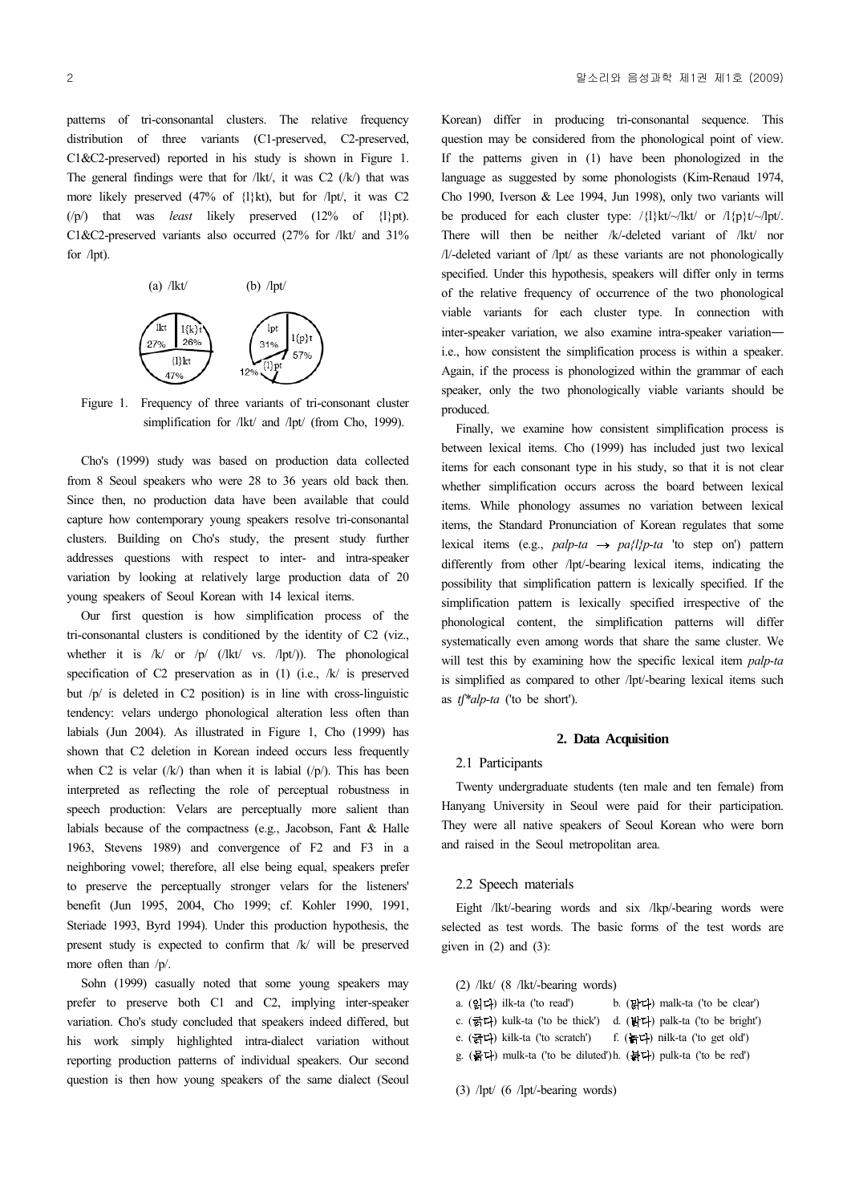patterns of tri-consonantal clusters. The relative frequency distribution of three variants (C1-preserved, C2-preserved, C1&C2-preserved) reported in his study is shown in Figure 1. The general findings were that for /lkt/, it was C2 (/k/) that was more likely preserved (47% of {l}kt), but for /lpt/, it was C2 (/p/) that was *least* likely preserved (12% of {l}pt). C1&C2-preserved variants also occurred (27% for /lkt/ and 31% for /lpt).

(a) /lkt/ (b) /lpt/

lkt 27%, l{k}t 26%, {l}kt 47%; lpt 31%, l{p}t 57%, {l}pt 12%

Figure 1. Frequency of three variants of tri-consonant cluster simplification for /lkt/ and /lpt/ (from Cho, 1999).

Cho's (1999) study was based on production data collected from 8 Seoul speakers who were 28 to 36 years old back then. Since then, no production data have been available that could capture how contemporary young speakers resolve tri-consonantal clusters. Building on Cho's study, the present study further addresses questions with respect to inter- and intra-speaker variation by looking at relatively large production data of 20 young speakers of Seoul Korean with 14 lexical items.

Our first question is how simplification process of the tri-consonantal clusters is conditioned by the identity of C2 (viz., whether it is /k/ or /p/ (/lkt/ vs. /lpt/)). The phonological specification of C2 preservation as in (1) (i.e., /k/ is preserved but /p/ is deleted in C2 position) is in line with cross-linguistic tendency: velars undergo phonological alteration less often than labials (Jun 2004). As illustrated in Figure 1, Cho (1999) has shown that C2 deletion in Korean indeed occurs less frequently when C2 is velar (/k/) than when it is labial (/p/). This has been interpreted as reflecting the role of perceptual robustness in speech production: Velars are perceptually more salient than labials because of the compactness (e.g., Jacobson, Fant & Halle 1963, Stevens 1989) and convergence of F2 and F3 in a neighboring vowel; therefore, all else being equal, speakers prefer to preserve the perceptually stronger velars for the listeners' benefit (Jun 1995, 2004, Cho 1999; cf. Kohler 1990, 1991, Steriade 1993, Byrd 1994). Under this production hypothesis, the present study is expected to confirm that /k/ will be preserved more often than /p/.

Sohn (1999) casually noted that some young speakers may prefer to preserve both C1 and C2, implying inter-speaker variation. Cho's study concluded that speakers indeed differed, but his work simply highlighted intra-dialect variation without reporting production patterns of individual speakers. Our second question is then how young speakers of the same dialect (Seoul Korean) differ in producing tri-consonantal sequence. This question may be considered from the phonological point of view. If the patterns given in (1) have been phonologized in the language as suggested by some phonologists (Kim-Renaud 1974, Cho 1990, Iverson & Lee 1994, Jun 1998), only two variants will be produced for each cluster type: /{l}kt/~/lkt/ or /l{p}t/~/lpt/. There will then be neither /k/-deleted variant of /lkt/ nor /l/-deleted variant of /lpt/ as these variants are not phonologically specified. Under this hypothesis, speakers will differ only in terms of the relative frequency of occurrence of the two phonological viable variants for each cluster type. In connection with inter-speaker variation, we also examine intra-speaker variation— i.e., how consistent the simplification process is within a speaker. Again, if the process is phonologized within the grammar of each speaker, only the two phonologically viable variants should be produced.

Finally, we examine how consistent simplification process is between lexical items. Cho (1999) has included just two lexical items for each consonant type in his study, so that it is not clear whether simplification occurs across the board between lexical items. While phonology assumes no variation between lexical items, the Standard Pronunciation of Korean regulates that some lexical items (e.g., *palp-ta* → *pa{l}p-ta* 'to step on') pattern differently from other /lpt/-bearing lexical items, indicating the possibility that simplification pattern is lexically specified. If the simplification pattern is lexically specified irrespective of the phonological content, the simplification patterns will differ systematically even among words that share the same cluster. We will test this by examining how the specific lexical item *palp-ta* is simplified as compared to other /lpt/-bearing lexical items such as *tʃ\*alp-ta* ('to be short').

## 2. Data Acquisition

### 2.1 Participants

Twenty undergraduate students (ten male and ten female) from Hanyang University in Seoul were paid for their participation. They were all native speakers of Seoul Korean who were born and raised in the Seoul metropolitan area.

### 2.2 Speech materials

Eight /lkt/-bearing words and six /lkp/-bearing words were selected as test words. The basic forms of the test words are given in (2) and (3):

(2) /lkt/ (8 /lkt/-bearing words)

a. (읽다) ilk-ta ('to read') b. (맑다) malk-ta ('to be clear')
c. (굵다) kulk-ta ('to be thick') d. (밝다) palk-ta ('to be bright')
e. (긁다) kilk-ta ('to scratch') f. (늙다) nilk-ta ('to get old')
g. (묽다) mulk-ta ('to be diluted') h. (붉다) pulk-ta ('to be red')

(3) /lpt/ (6 /lpt/-bearing words)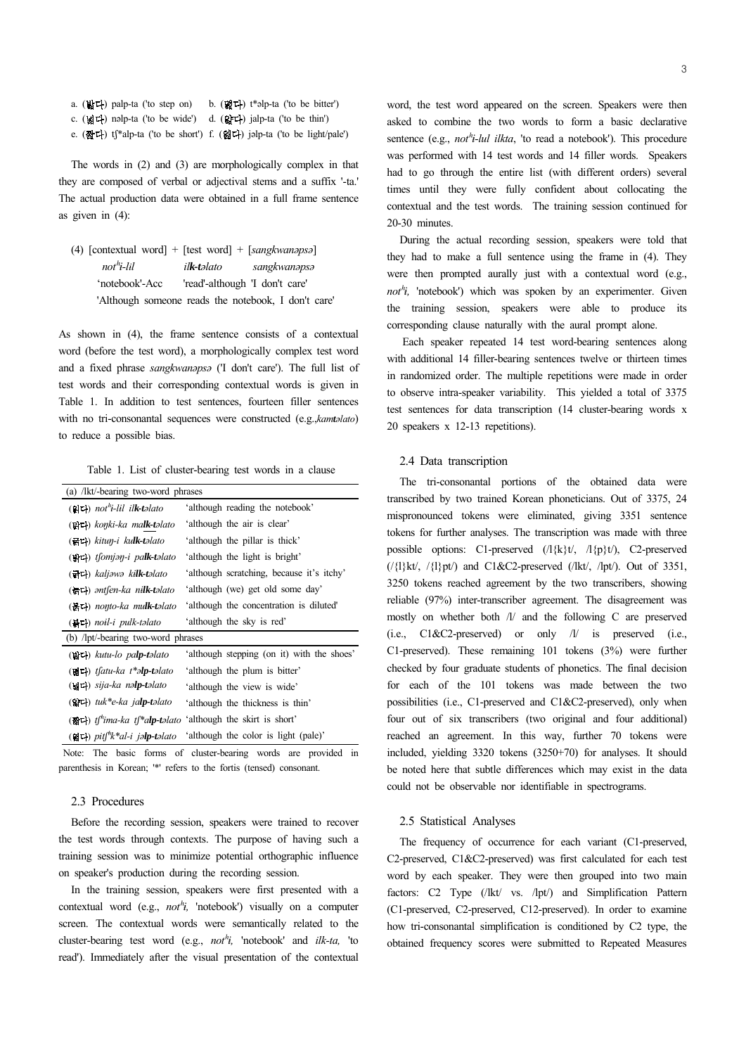a. (밟다) palp-ta ('to step on)    b. (떫다) t*əlp-ta ('to be bitter')
c. (넓다) nəlp-ta ('to be wide')    d. (얇다) jalp-ta ('to be thin')
e. (짧다) tʃ*alp-ta ('to be short')  f. (엷다) jəlp-ta ('to be light/pale')

The words in (2) and (3) are morphologically complex in that they are composed of verbal or adjectival stems and a suffix '-ta.' The actual production data were obtained in a full frame sentence as given in (4):

(4) [contextual word] + [test word] + [*sangkwanəpsə*]
  *not^hi-lil*   i***lk-tə****lato*   *sangkwanəpsə*
  'notebook'-Acc  'read'-although 'I don't care'
  'Although someone reads the notebook, I don't care'

As shown in (4), the frame sentence consists of a contextual word (before the test word), a morphologically complex test word and a fixed phrase *sangkwanəpsə* ('I don't care'). The full list of test words and their corresponding contextual words is given in Table 1. In addition to test sentences, fourteen filler sentences with no tri-consonantal sequences were constructed (e.g.,*kamtəlato*) to reduce a possible bias.

Table 1. List of cluster-bearing test words in a clause

| (a) /lkt/-bearing two-word phrases | |
|---|---|
| (읽다) *not^hi-lil ilk-təlato* | 'although reading the notebook' |
| (맑다) *koŋki-ka malk-təlato* | 'although the air is clear' |
| (굵다) *kituŋ-i kulk-təlato* | 'although the pillar is thick' |
| (밝다) *tʃomjəŋ-i palk-təlato* | 'although the light is bright' |
| (긁다) *kaljəwə kilk-təlato* | 'although scratching, because it's itchy' |
| (늙다) *əntʃen-ka nilk-təlato* | 'although (we) get old some day' |
| (묽다) *noŋto-ka mulk-təlato* | 'although the concentration is diluted' |
| (붉다) *noil-i pulk-təlato* | 'although the sky is red' |
| **(b) /lpt/-bearing two-word phrases** | |
| (밟다) *kutu-lo palp-təlato* | 'although stepping (on it) with the shoes' |
| (떫다) *tʃatu-ka t*əlp-təlato* | 'although the plum is bitter' |
| (넓다) *sija-ka nəlp-təlato* | 'although the view is wide' |
| (얇다) *tuk*e-ka jalp-təlato* | 'although the thickness is thin' |
| (짧다) *tʃ^hima-ka tʃ*alp-təlato* | 'although the skirt is short' |
| (엷다) *pitʃ^hk*al-i jəlp-təlato* | 'although the color is light (pale)' |

Note: The basic forms of cluster-bearing words are provided in parenthesis in Korean; '*' refers to the fortis (tensed) consonant.

### 2.3 Procedures

Before the recording session, speakers were trained to recover the test words through contexts. The purpose of having such a training session was to minimize potential orthographic influence on speaker's production during the recording session.

In the training session, speakers were first presented with a contextual word (e.g., *not^hi,* 'notebook') visually on a computer screen. The contextual words were semantically related to the cluster-bearing test word (e.g., *not^hi,* 'notebook' and *ilk-ta,* 'to read'). Immediately after the visual presentation of the contextual word, the test word appeared on the screen. Speakers were then asked to combine the two words to form a basic declarative sentence (e.g., *not^hi-lul ilkta*, 'to read a notebook'). This procedure was performed with 14 test words and 14 filler words. Speakers had to go through the entire list (with different orders) several times until they were fully confident about collocating the contextual and the test words. The training session continued for 20-30 minutes.

During the actual recording session, speakers were told that they had to make a full sentence using the frame in (4). They were then prompted aurally just with a contextual word (e.g., *not^hi,* 'notebook') which was spoken by an experimenter. Given the training session, speakers were able to produce its corresponding clause naturally with the aural prompt alone.

Each speaker repeated 14 test word-bearing sentences along with additional 14 filler-bearing sentences twelve or thirteen times in randomized order. The multiple repetitions were made in order to observe intra-speaker variability. This yielded a total of 3375 test sentences for data transcription (14 cluster-bearing words x 20 speakers x 12-13 repetitions).

### 2.4 Data transcription

The tri-consonantal portions of the obtained data were transcribed by two trained Korean phoneticians. Out of 3375, 24 mispronounced tokens were eliminated, giving 3351 sentence tokens for further analyses. The transcription was made with three possible options: C1-preserved (/l{k}t/, /l{p}t/), C2-preserved (/{l}kt/, /{l}pt/) and C1&C2-preserved (/lkt/, /lpt/). Out of 3351, 3250 tokens reached agreement by the two transcribers, showing reliable (97%) inter-transcriber agreement. The disagreement was mostly on whether both /l/ and the following C are preserved (i.e., C1&C2-preserved) or only /l/ is preserved (i.e., C1-preserved). These remaining 101 tokens (3%) were further checked by four graduate students of phonetics. The final decision for each of the 101 tokens was made between the two possibilities (i.e., C1-preserved and C1&C2-preserved), only when four out of six transcribers (two original and four additional) reached an agreement. In this way, further 70 tokens were included, yielding 3320 tokens (3250+70) for analyses. It should be noted here that subtle differences which may exist in the data could not be observable nor identifiable in spectrograms.

### 2.5 Statistical Analyses

The frequency of occurrence for each variant (C1-preserved, C2-preserved, C1&C2-preserved) was first calculated for each test word by each speaker. They were then grouped into two main factors: C2 Type (/lkt/ vs. /lpt/) and Simplification Pattern (C1-preserved, C2-preserved, C12-preserved). In order to examine how tri-consonantal simplification is conditioned by C2 type, the obtained frequency scores were submitted to Repeated Measures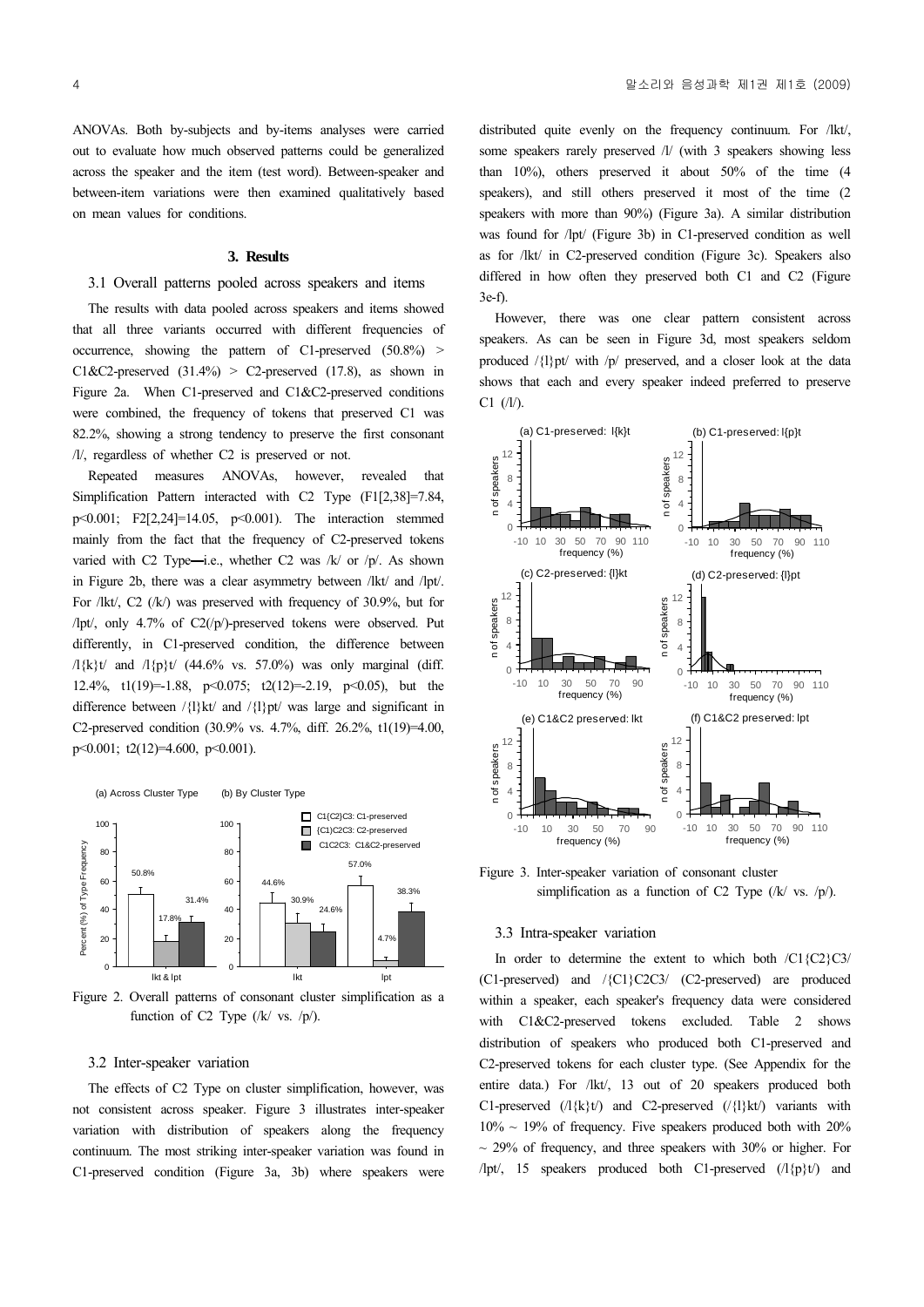ANOVAs. Both by-subjects and by-items analyses were carried out to evaluate how much observed patterns could be generalized across the speaker and the item (test word). Between-speaker and between-item variations were then examined qualitatively based on mean values for conditions.

## 3. Results

### 3.1 Overall patterns pooled across speakers and items

The results with data pooled across speakers and items showed that all three variants occurred with different frequencies of occurrence, showing the pattern of C1-preserved (50.8%) > C1&C2-preserved (31.4%) > C2-preserved (17.8), as shown in Figure 2a. When C1-preserved and C1&C2-preserved conditions were combined, the frequency of tokens that preserved C1 was 82.2%, showing a strong tendency to preserve the first consonant /l/, regardless of whether C2 is preserved or not.

Repeated measures ANOVAs, however, revealed that Simplification Pattern interacted with C2 Type ($F1[2,38]=7.84$, $p<0.001$; $F2[2,24]=14.05$, $p<0.001$). The interaction stemmed mainly from the fact that the frequency of C2-preserved tokens varied with C2 Type—i.e., whether C2 was /k/ or /p/. As shown in Figure 2b, there was a clear asymmetry between /lkt/ and /lpt/. For /lkt/, C2 (/k/) was preserved with frequency of 30.9%, but for /lpt/, only 4.7% of C2(/p/)-preserved tokens were observed. Put differently, in C1-preserved condition, the difference between /l{k}t/ and /l{p}t/ (44.6% vs. 57.0%) was only marginal (diff. 12.4%, $t1(19)=-1.88$, $p<0.075$; $t2(12)=-2.19$, $p<0.05$), but the difference between /{l}kt/ and /{l}pt/ was large and significant in C2-preserved condition (30.9% vs. 4.7%, diff. 26.2%, $t1(19)=4.00$, $p<0.001$; $t2(12)=4.600$, $p<0.001$).

Figure 2. Overall patterns of consonant cluster simplification as a function of C2 Type (/k/ vs. /p/).

### 3.2 Inter-speaker variation

The effects of C2 Type on cluster simplification, however, was not consistent across speaker. Figure 3 illustrates inter-speaker variation with distribution of speakers along the frequency continuum. The most striking inter-speaker variation was found in C1-preserved condition (Figure 3a, 3b) where speakers were distributed quite evenly on the frequency continuum. For /lkt/, some speakers rarely preserved /l/ (with 3 speakers showing less than 10%), others preserved it about 50% of the time (4 speakers), and still others preserved it most of the time (2 speakers with more than 90%) (Figure 3a). A similar distribution was found for /lpt/ (Figure 3b) in C1-preserved condition as well as for /lkt/ in C2-preserved condition (Figure 3c). Speakers also differed in how often they preserved both C1 and C2 (Figure 3e-f).

However, there was one clear pattern consistent across speakers. As can be seen in Figure 3d, most speakers seldom produced /{l}pt/ with /p/ preserved, and a closer look at the data shows that each and every speaker indeed preferred to preserve C1 (/l/).

Figure 3. Inter-speaker variation of consonant cluster simplification as a function of C2 Type (/k/ vs. /p/).

### 3.3 Intra-speaker variation

In order to determine the extent to which both /C1{C2}C3/ (C1-preserved) and /{C1}C2C3/ (C2-preserved) are produced within a speaker, each speaker's frequency data were considered with C1&C2-preserved tokens excluded. Table 2 shows distribution of speakers who produced both C1-preserved and C2-preserved tokens for each cluster type. (See Appendix for the entire data.) For /lkt/, 13 out of 20 speakers produced both C1-preserved (/l{k}t/) and C2-preserved (/{l}kt/) variants with 10% ~ 19% of frequency. Five speakers produced both with 20% ~ 29% of frequency, and three speakers with 30% or higher. For /lpt/, 15 speakers produced both C1-preserved (/l{p}t/) and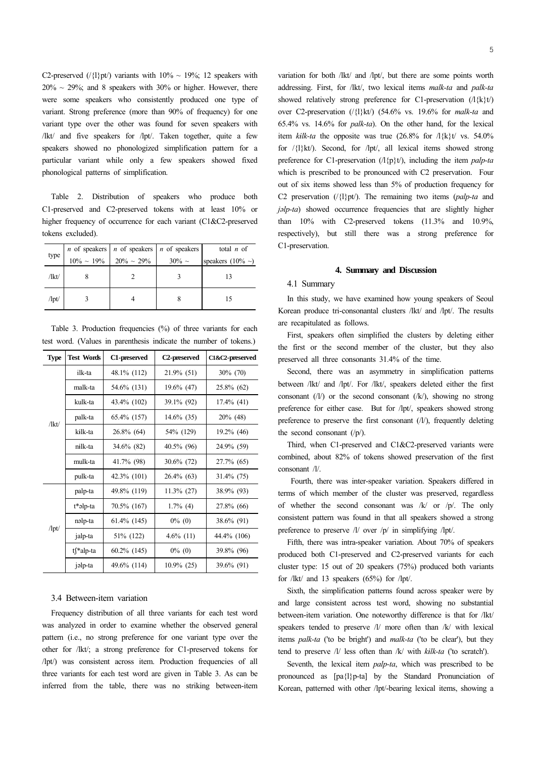C2-preserved (/{l}pt/) variants with 10% ~ 19%; 12 speakers with 20% ~ 29%; and 8 speakers with 30% or higher. However, there were some speakers who consistently produced one type of variant. Strong preference (more than 90% of frequency) for one variant type over the other was found for seven speakers with /lkt/ and five speakers for /lpt/. Taken together, quite a few speakers showed no phonologized simplification pattern for a particular variant while only a few speakers showed fixed phonological patterns of simplification.

Table 2. Distribution of speakers who produce both C1-preserved and C2-preserved tokens with at least 10% or higher frequency of occurrence for each variant (C1&C2-preserved tokens excluded).

| type | *n* of speakers 10% ~ 19% | *n* of speakers 20% ~ 29% | *n* of speakers 30% ~ | total *n* of speakers (10% ~) |
|---|---|---|---|---|
| /lkt/ | 8 | 2 | 3 | 13 |
| /lpt/ | 3 | 4 | 8 | 15 |

Table 3. Production frequencies (%) of three variants for each test word. (Values in parenthesis indicate the number of tokens.)

| Type | Test Words | C1-preserved | C2-preserved | C1&C2-preserved |
|---|---|---|---|---|
| /lkt/ | ilk-ta | 48.1% (112) | 21.9% (51) | 30% (70) |
| | malk-ta | 54.6% (131) | 19.6% (47) | 25.8% (62) |
| | kulk-ta | 43.4% (102) | 39.1% (92) | 17.4% (41) |
| | palk-ta | 65.4% (157) | 14.6% (35) | 20% (48) |
| | kilk-ta | 26.8% (64) | 54% (129) | 19.2% (46) |
| | nilk-ta | 34.6% (82) | 40.5% (96) | 24.9% (59) |
| | mulk-ta | 41.7% (98) | 30.6% (72) | 27.7% (65) |
| | pulk-ta | 42.3% (101) | 26.4% (63) | 31.4% (75) |
| /lpt/ | palp-ta | 49.8% (119) | 11.3% (27) | 38.9% (93) |
| | t*əlp-ta | 70.5% (167) | 1.7% (4) | 27.8% (66) |
| | nəlp-ta | 61.4% (145) | 0% (0) | 38.6% (91) |
| | jalp-ta | 51% (122) | 4.6% (11) | 44.4% (106) |
| | tʃ*alp-ta | 60.2% (145) | 0% (0) | 39.8% (96) |
| | jəlp-ta | 49.6% (114) | 10.9% (25) | 39.6% (91) |

### 3.4 Between-item variation

Frequency distribution of all three variants for each test word was analyzed in order to examine whether the observed general pattern (i.e., no strong preference for one variant type over the other for /lkt/; a strong preference for C1-preserved tokens for /lpt/) was consistent across item. Production frequencies of all three variants for each test word are given in Table 3. As can be inferred from the table, there was no striking between-item variation for both /lkt/ and /lpt/, but there are some points worth addressing. First, for /lkt/, two lexical items *malk-ta* and *palk-ta* showed relatively strong preference for C1-preservation (/l{k}t/) over C2-preservation (/{l}kt/) (54.6% vs. 19.6% for *malk-ta* and 65.4% vs. 14.6% for *palk-ta*). On the other hand, for the lexical item *kilk-ta* the opposite was true (26.8% for /l{k}t/ vs. 54.0% for /{l}kt/). Second, for /lpt/, all lexical items showed strong preference for C1-preservation (/l{p}t/), including the item *palp-ta* which is prescribed to be pronounced with C2 preservation. Four out of six items showed less than 5% of production frequency for C2 preservation (/{l}pt/). The remaining two items (*palp-ta* and *jəlp-ta*) showed occurrence frequencies that are slightly higher than 10% with C2-preserved tokens (11.3% and 10.9%, respectively), but still there was a strong preference for C1-preservation.

## 4. Summary and Discussion

### 4.1 Summary

In this study, we have examined how young speakers of Seoul Korean produce tri-consonantal clusters /lkt/ and /lpt/. The results are recapitulated as follows.

First, speakers often simplified the clusters by deleting either the first or the second member of the cluster, but they also preserved all three consonants 31.4% of the time.

Second, there was an asymmetry in simplification patterns between /lkt/ and /lpt/. For /lkt/, speakers deleted either the first consonant (/l/) or the second consonant (/k/), showing no strong preference for either case. But for /lpt/, speakers showed strong preference to preserve the first consonant (/l/), frequently deleting the second consonant (/p/).

Third, when C1-preserved and C1&C2-preserved variants were combined, about 82% of tokens showed preservation of the first consonant /l/.

Fourth, there was inter-speaker variation. Speakers differed in terms of which member of the cluster was preserved, regardless of whether the second consonant was /k/ or /p/. The only consistent pattern was found in that all speakers showed a strong preference to preserve /l/ over /p/ in simplifying /lpt/.

Fifth, there was intra-speaker variation. About 70% of speakers produced both C1-preserved and C2-preserved variants for each cluster type: 15 out of 20 speakers (75%) produced both variants for /lkt/ and 13 speakers (65%) for /lpt/.

Sixth, the simplification patterns found across speaker were by and large consistent across test word, showing no substantial between-item variation. One noteworthy difference is that for /lkt/ speakers tended to preserve /l/ more often than /k/ with lexical items *palk-ta* ('to be bright') and *malk-ta* ('to be clear'), but they tend to preserve /l/ less often than /k/ with *kilk-ta* ('to scratch').

Seventh, the lexical item *palp-ta*, which was prescribed to be pronounced as [pa{l}p-ta] by the Standard Pronunciation of Korean, patterned with other /lpt/-bearing lexical items, showing a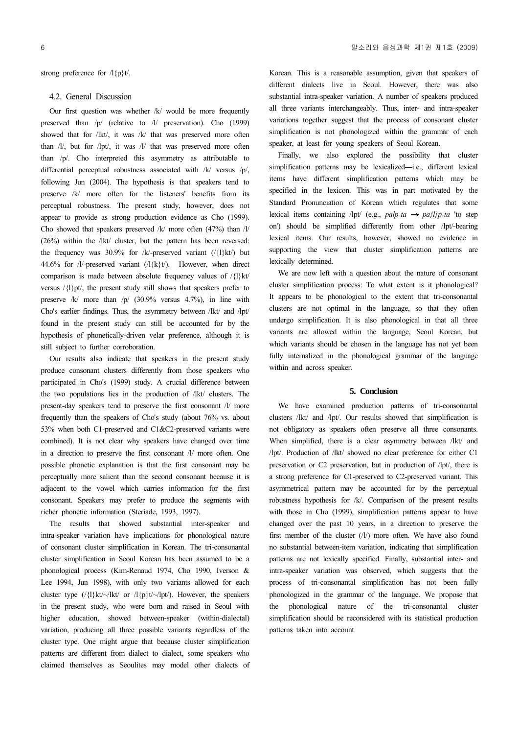strong preference for /l{p}t/.

### 4.2. General Discussion

Our first question was whether /k/ would be more frequently preserved than /p/ (relative to /l/ preservation). Cho (1999) showed that for /lkt/, it was /k/ that was preserved more often than /l/, but for /lpt/, it was /l/ that was preserved more often than /p/. Cho interpreted this asymmetry as attributable to differential perceptual robustness associated with /k/ versus /p/, following Jun (2004). The hypothesis is that speakers tend to preserve /k/ more often for the listeners' benefits from its perceptual robustness. The present study, however, does not appear to provide as strong production evidence as Cho (1999). Cho showed that speakers preserved /k/ more often (47%) than /l/ (26%) within the /lkt/ cluster, but the pattern has been reversed: the frequency was 30.9% for /k/-preserved variant (/{l}kt/) but 44.6% for /l/-preserved variant (/l{k}t/). However, when direct comparison is made between absolute frequency values of /{l}kt/ versus /{l}pt/, the present study still shows that speakers prefer to preserve /k/ more than /p/ (30.9% versus 4.7%), in line with Cho's earlier findings. Thus, the asymmetry between /lkt/ and /lpt/ found in the present study can still be accounted for by the hypothesis of phonetically-driven velar preference, although it is still subject to further corroboration.

Our results also indicate that speakers in the present study produce consonant clusters differently from those speakers who participated in Cho's (1999) study. A crucial difference between the two populations lies in the production of /lkt/ clusters. The present-day speakers tend to preserve the first consonant /l/ more frequently than the speakers of Cho's study (about 76% vs. about 53% when both C1-preserved and C1&C2-preserved variants were combined). It is not clear why speakers have changed over time in a direction to preserve the first consonant /l/ more often. One possible phonetic explanation is that the first consonant may be perceptually more salient than the second consonant because it is adjacent to the vowel which carries information for the first consonant. Speakers may prefer to produce the segments with richer phonetic information (Steriade, 1993, 1997).

The results that showed substantial inter-speaker and intra-speaker variation have implications for phonological nature of consonant cluster simplification in Korean. The tri-consonantal cluster simplification in Seoul Korean has been assumed to be a phonological process (Kim-Renaud 1974, Cho 1990, Iverson & Lee 1994, Jun 1998), with only two variants allowed for each cluster type (/{l}kt/~/lkt/ or /l{p}t/~/lpt/). However, the speakers in the present study, who were born and raised in Seoul with higher education, showed between-speaker (within-dialectal) variation, producing all three possible variants regardless of the cluster type. One might argue that because cluster simplification patterns are different from dialect to dialect, some speakers who claimed themselves as Seoulites may model other dialects of Korean. This is a reasonable assumption, given that speakers of different dialects live in Seoul. However, there was also substantial intra-speaker variation. A number of speakers produced all three variants interchangeably. Thus, inter- and intra-speaker variations together suggest that the process of consonant cluster simplification is not phonologized within the grammar of each speaker, at least for young speakers of Seoul Korean.

Finally, we also explored the possibility that cluster simplification patterns may be lexicalized—i.e., different lexical items have different simplification patterns which may be specified in the lexicon. This was in part motivated by the Standard Pronunciation of Korean which regulates that some lexical items containing /lpt/ (e.g., *palp-ta* → *pa{l}p-ta* 'to step on') should be simplified differently from other /lpt/-bearing lexical items. Our results, however, showed no evidence in supporting the view that cluster simplification patterns are lexically determined.

We are now left with a question about the nature of consonant cluster simplification process: To what extent is it phonological? It appears to be phonological to the extent that tri-consonantal clusters are not optimal in the language, so that they often undergo simplification. It is also phonological in that all three variants are allowed within the language, Seoul Korean, but which variants should be chosen in the language has not yet been fully internalized in the phonological grammar of the language within and across speaker.

## 5. Conclusion

We have examined production patterns of tri-consonantal clusters /lkt/ and /lpt/. Our results showed that simplification is not obligatory as speakers often preserve all three consonants. When simplified, there is a clear asymmetry between /lkt/ and /lpt/. Production of /lkt/ showed no clear preference for either C1 preservation or C2 preservation, but in production of /lpt/, there is a strong preference for C1-preserved to C2-preserved variant. This asymmetrical pattern may be accounted for by the perceptual robustness hypothesis for /k/. Comparison of the present results with those in Cho (1999), simplification patterns appear to have changed over the past 10 years, in a direction to preserve the first member of the cluster (/l/) more often. We have also found no substantial between-item variation, indicating that simplification patterns are not lexically specified. Finally, substantial inter- and intra-speaker variation was observed, which suggests that the process of tri-consonantal simplification has not been fully phonologized in the grammar of the language. We propose that the phonological nature of the tri-consonantal cluster simplification should be reconsidered with its statistical production patterns taken into account.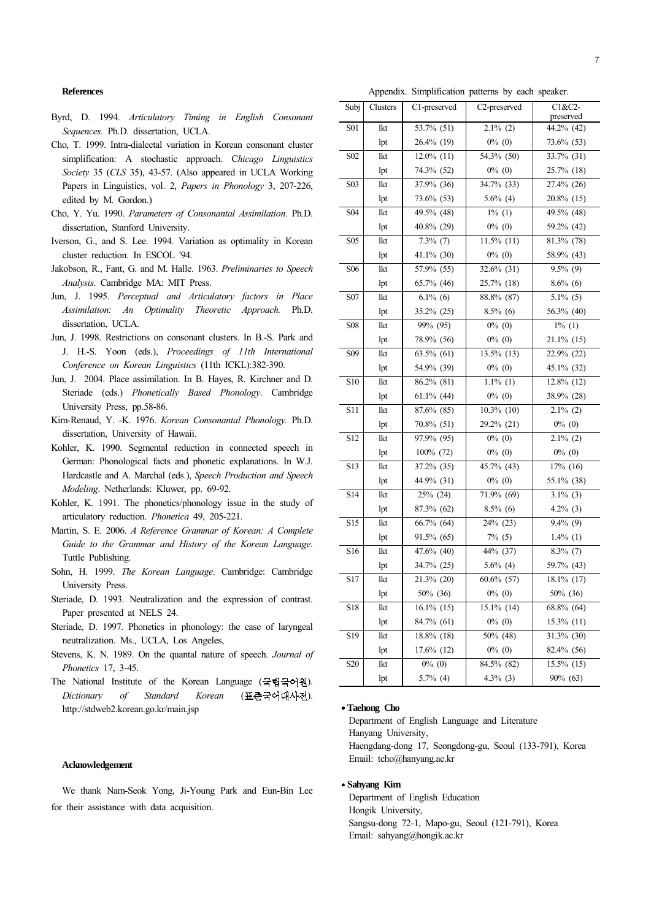## References

Byrd, D. 1994. *Articulatory Timing in English Consonant Sequences.* Ph.D. dissertation, UCLA.

Cho, T. 1999. Intra-dialectal variation in Korean consonant cluster simplification: A stochastic approach. *Chicago Linguistics Society* 35 (*CLS* 35), 43-57. (Also appeared in UCLA Working Papers in Linguistics, vol. 2, *Papers in Phonology* 3, 207-226, edited by M. Gordon.)

Cho, Y. Yu. 1990. *Parameters of Consonantal Assimilation*. Ph.D. dissertation, Stanford University.

Iverson, G., and S. Lee. 1994. Variation as optimality in Korean cluster reduction. In ESCOL '94.

Jakobson, R., Fant, G. and M. Halle. 1963. *Preliminaries to Speech Analysis*. Cambridge MA: MIT Press.

Jun, J. 1995. *Perceptual and Articulatory factors in Place Assimilation: An Optimality Theoretic Approach.* Ph.D. dissertation, UCLA.

Jun, J. 1998. Restrictions on consonant clusters. In B.-S. Park and J. H.-S. Yoon (eds.), *Proceedings of 11th International Conference on Korean Linguistics* (11th ICKL):382-390.

Jun, J. 2004. Place assimilation. In B. Hayes, R. Kirchner and D. Steriade (eds.) *Phonetically Based Phonology*. Cambridge University Press, pp.58-86.

Kim-Renaud, Y. -K. 1976. *Korean Consonantal Phonology.* Ph.D. dissertation, University of Hawaii.

Kohler, K. 1990. Segmental reduction in connected speech in German: Phonological facts and phonetic explanations. In W.J. Hardcastle and A. Marchal (eds.), *Speech Production and Speech Modeling*. Netherlands: Kluwer, pp. 69-92.

Kohler, K. 1991. The phonetics/phonology issue in the study of articulatory reduction. *Phonetica* 49, 205-221.

Martin, S. E. 2006. *A Reference Grammar of Korean: A Complete Guide to the Grammar and History of the Korean Language*. Tuttle Publishing.

Sohn, H. 1999. *The Korean Language*. Cambridge: Cambridge University Press.

Steriade, D. 1993. Neutralization and the expression of contrast. Paper presented at NELS 24.

Steriade, D. 1997. Phonetics in phonology: the case of laryngeal neutralization. Ms., UCLA, Los Angeles,

Stevens, K. N. 1989. On the quantal nature of speech. *Journal of Phonetics* 17, 3-45.

The National Institute of the Korean Language (국립국어원). *Dictionary of Standard Korean* (표준국어대사전). http://stdweb2.korean.go.kr/main.jsp

## Acknowledgement

We thank Nam-Seok Yong, Ji-Young Park and Eun-Bin Lee for their assistance with data acquisition.

Appendix. Simplification patterns by each speaker.

| Subj | Clusters | C1-preserved | C2-preserved | C1&C2-preserved |
|---|---|---|---|---|
| S01 | lkt | 53.7% (51) | 2.1% (2) | 44.2% (42) |
| | lpt | 26.4% (19) | 0% (0) | 73.6% (53) |
| S02 | lkt | 12.0% (11) | 54.3% (50) | 33.7% (31) |
| | lpt | 74.3% (52) | 0% (0) | 25.7% (18) |
| S03 | lkt | 37.9% (36) | 34.7% (33) | 27.4% (26) |
| | lpt | 73.6% (53) | 5.6% (4) | 20.8% (15) |
| S04 | lkt | 49.5% (48) | 1% (1) | 49.5% (48) |
| | lpt | 40.8% (29) | 0% (0) | 59.2% (42) |
| S05 | lkt | 7.3% (7) | 11.5% (11) | 81.3% (78) |
| | lpt | 41.1% (30) | 0% (0) | 58.9% (43) |
| S06 | lkt | 57.9% (55) | 32.6% (31) | 9.5% (9) |
| | lpt | 65.7% (46) | 25.7% (18) | 8.6% (6) |
| S07 | lkt | 6.1% (6) | 88.8% (87) | 5.1% (5) |
| | lpt | 35.2% (25) | 8.5% (6) | 56.3% (40) |
| S08 | lkt | 99% (95) | 0% (0) | 1% (1) |
| | lpt | 78.9% (56) | 0% (0) | 21.1% (15) |
| S09 | lkt | 63.5% (61) | 13.5% (13) | 22.9% (22) |
| | lpt | 54.9% (39) | 0% (0) | 45.1% (32) |
| S10 | lkt | 86.2% (81) | 1.1% (1) | 12.8% (12) |
| | lpt | 61.1% (44) | 0% (0) | 38.9% (28) |
| S11 | lkt | 87.6% (85) | 10.3% (10) | 2.1% (2) |
| | lpt | 70.8% (51) | 29.2% (21) | 0% (0) |
| S12 | lkt | 97.9% (95) | 0% (0) | 2.1% (2) |
| | lpt | 100% (72) | 0% (0) | 0% (0) |
| S13 | lkt | 37.2% (35) | 45.7% (43) | 17% (16) |
| | lpt | 44.9% (31) | 0% (0) | 55.1% (38) |
| S14 | lkt | 25% (24) | 71.9% (69) | 3.1% (3) |
| | lpt | 87.3% (62) | 8.5% (6) | 4.2% (3) |
| S15 | lkt | 66.7% (64) | 24% (23) | 9.4% (9) |
| | lpt | 91.5% (65) | 7% (5) | 1.4% (1) |
| S16 | lkt | 47.6% (40) | 44% (37) | 8.3% (7) |
| | lpt | 34.7% (25) | 5.6% (4) | 59.7% (43) |
| S17 | lkt | 21.3% (20) | 60.6% (57) | 18.1% (17) |
| | lpt | 50% (36) | 0% (0) | 50% (36) |
| S18 | lkt | 16.1% (15) | 15.1% (14) | 68.8% (64) |
| | lpt | 84.7% (61) | 0% (0) | 15.3% (11) |
| S19 | lkt | 18.8% (18) | 50% (48) | 31.3% (30) |
| | lpt | 17.6% (12) | 0% (0) | 82.4% (56) |
| S20 | lkt | 0% (0) | 84.5% (82) | 15.5% (15) |
| | lpt | 5.7% (4) | 4.3% (3) | 90% (63) |

- **Taehong Cho**
  Department of English Language and Literature
  Hanyang University,
  Haengdang-dong 17, Seongdong-gu, Seoul (133-791), Korea
  Email: tcho@hanyang.ac.kr

- **Sahyang Kim**
  Department of English Education
  Hongik University,
  Sangsu-dong 72-1, Mapo-gu, Seoul (121-791), Korea
  Email: sahyang@hongik.ac.kr